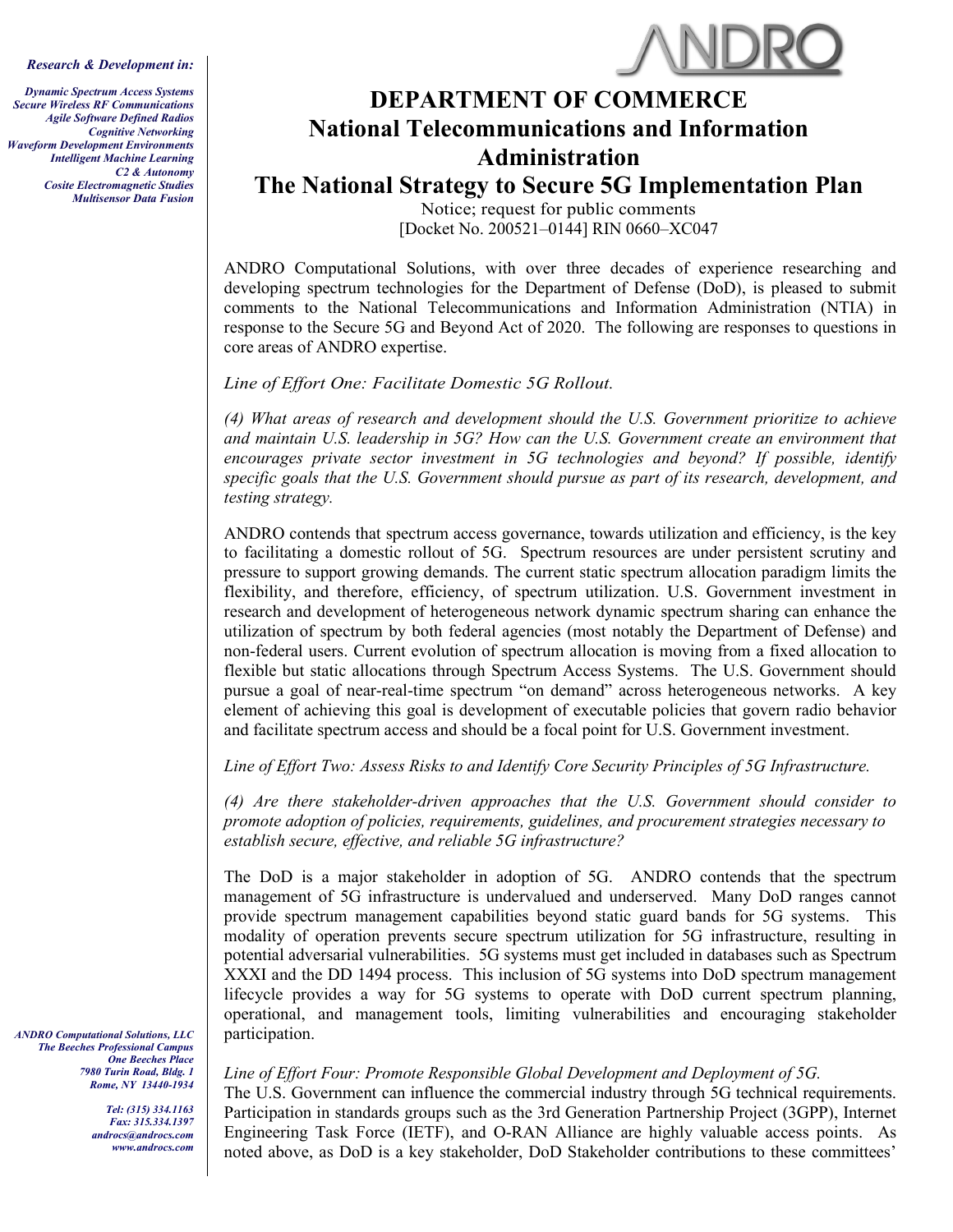*Research & Development in:*

*Dynamic Spectrum Access Systems*
*Secure Wireless RF Communications*
*Agile Software Defined Radios*
*Cognitive Networking*
*Waveform Development Environments*
*Intelligent Machine Learning*
*C2 & Autonomy*
*Cosite Electromagnetic Studies*
*Multisensor Data Fusion*

ANDRO

# DEPARTMENT OF COMMERCE
# National Telecommunications and Information Administration
# The National Strategy to Secure 5G Implementation Plan

Notice; request for public comments
[Docket No. 200521–0144] RIN 0660–XC047

ANDRO Computational Solutions, with over three decades of experience researching and developing spectrum technologies for the Department of Defense (DoD), is pleased to submit comments to the National Telecommunications and Information Administration (NTIA) in response to the Secure 5G and Beyond Act of 2020. The following are responses to questions in core areas of ANDRO expertise.

*Line of Effort One: Facilitate Domestic 5G Rollout.*

*(4) What areas of research and development should the U.S. Government prioritize to achieve and maintain U.S. leadership in 5G? How can the U.S. Government create an environment that encourages private sector investment in 5G technologies and beyond? If possible, identify specific goals that the U.S. Government should pursue as part of its research, development, and testing strategy.*

ANDRO contends that spectrum access governance, towards utilization and efficiency, is the key to facilitating a domestic rollout of 5G. Spectrum resources are under persistent scrutiny and pressure to support growing demands. The current static spectrum allocation paradigm limits the flexibility, and therefore, efficiency, of spectrum utilization. U.S. Government investment in research and development of heterogeneous network dynamic spectrum sharing can enhance the utilization of spectrum by both federal agencies (most notably the Department of Defense) and non-federal users. Current evolution of spectrum allocation is moving from a fixed allocation to flexible but static allocations through Spectrum Access Systems. The U.S. Government should pursue a goal of near-real-time spectrum "on demand" across heterogeneous networks. A key element of achieving this goal is development of executable policies that govern radio behavior and facilitate spectrum access and should be a focal point for U.S. Government investment.

*Line of Effort Two: Assess Risks to and Identify Core Security Principles of 5G Infrastructure.*

*(4) Are there stakeholder-driven approaches that the U.S. Government should consider to promote adoption of policies, requirements, guidelines, and procurement strategies necessary to establish secure, effective, and reliable 5G infrastructure?*

The DoD is a major stakeholder in adoption of 5G. ANDRO contends that the spectrum management of 5G infrastructure is undervalued and underserved. Many DoD ranges cannot provide spectrum management capabilities beyond static guard bands for 5G systems. This modality of operation prevents secure spectrum utilization for 5G infrastructure, resulting in potential adversarial vulnerabilities. 5G systems must get included in databases such as Spectrum XXXI and the DD 1494 process. This inclusion of 5G systems into DoD spectrum management lifecycle provides a way for 5G systems to operate with DoD current spectrum planning, operational, and management tools, limiting vulnerabilities and encouraging stakeholder participation.

*Line of Effort Four: Promote Responsible Global Development and Deployment of 5G.*

The U.S. Government can influence the commercial industry through 5G technical requirements. Participation in standards groups such as the 3rd Generation Partnership Project (3GPP), Internet Engineering Task Force (IETF), and O-RAN Alliance are highly valuable access points. As noted above, as DoD is a key stakeholder, DoD Stakeholder contributions to these committees'

*ANDRO Computational Solutions, LLC*
*The Beeches Professional Campus*
*One Beeches Place*
*7980 Turin Road, Bldg. 1*
*Rome, NY 13440-1934*

*Tel: (315) 334.1163*
*Fax: 315.334.1397*
*androcs@androcs.com*
*www.androcs.com*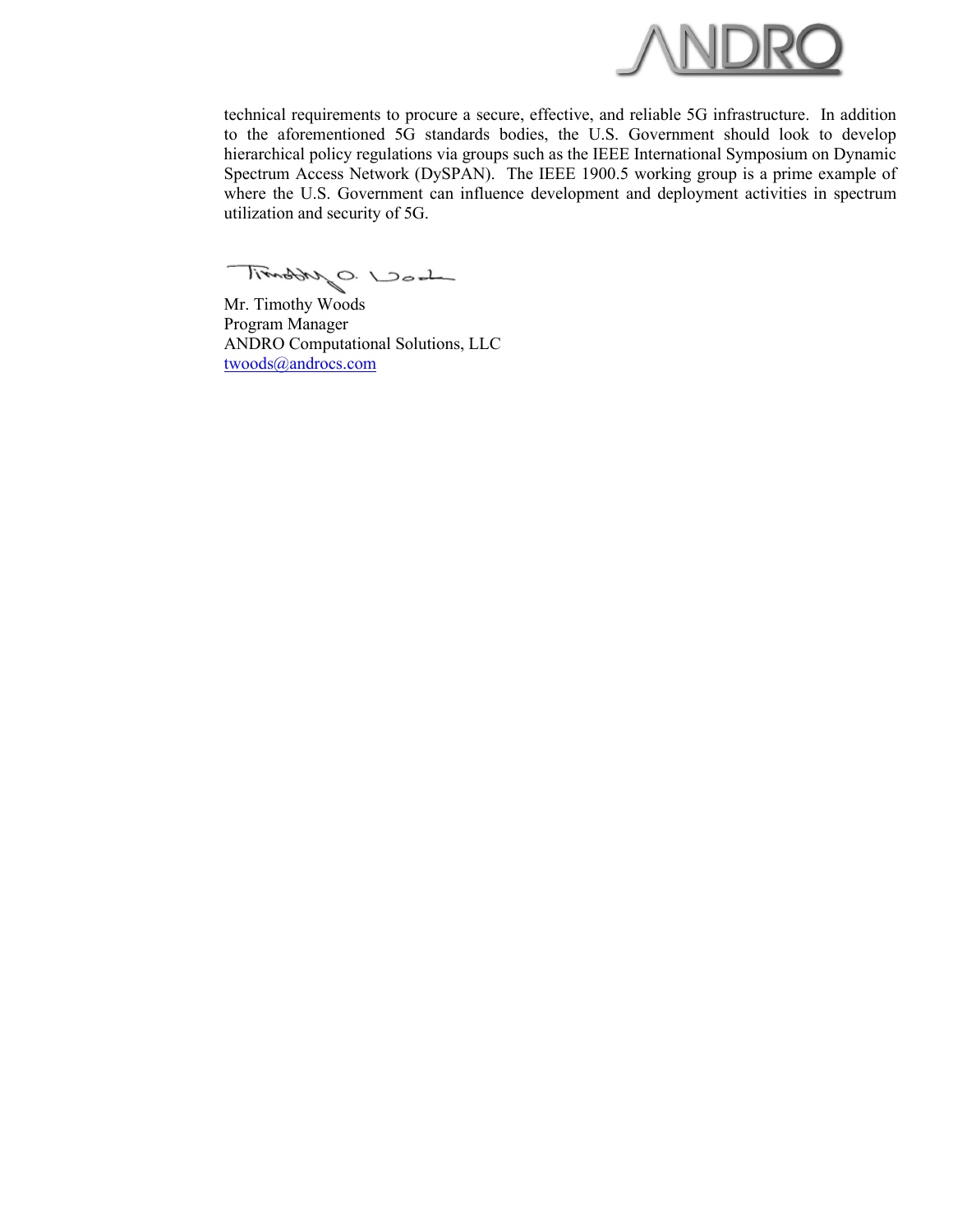technical requirements to procure a secure, effective, and reliable 5G infrastructure. In addition to the aforementioned 5G standards bodies, the U.S. Government should look to develop hierarchical policy regulations via groups such as the IEEE International Symposium on Dynamic Spectrum Access Network (DySPAN). The IEEE 1900.5 working group is a prime example of where the U.S. Government can influence development and deployment activities in spectrum utilization and security of 5G.

Mr. Timothy Woods
Program Manager
ANDRO Computational Solutions, LLC
twoods@androcs.com